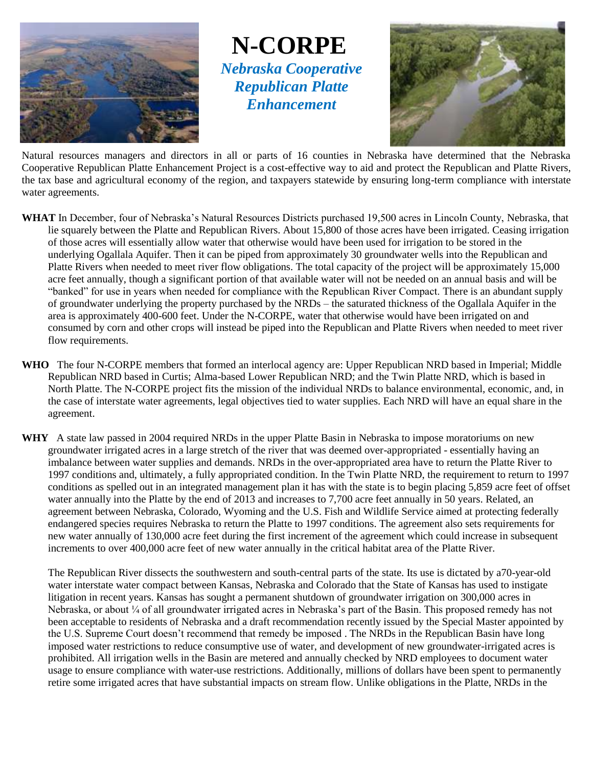# N-CORPE

## *Nebraska Cooperative Republican Platte Enhancement*

Natural resources managers and directors in all or parts of 16 counties in Nebraska have determined that the Nebraska Cooperative Republican Platte Enhancement Project is a cost-effective way to aid and protect the Republican and Platte Rivers, the tax base and agricultural economy of the region, and taxpayers statewide by ensuring long-term compliance with interstate water agreements.

**WHAT** In December, four of Nebraska's Natural Resources Districts purchased 19,500 acres in Lincoln County, Nebraska, that lie squarely between the Platte and Republican Rivers. About 15,800 of those acres have been irrigated. Ceasing irrigation of those acres will essentially allow water that otherwise would have been used for irrigation to be stored in the underlying Ogallala Aquifer. Then it can be piped from approximately 30 groundwater wells into the Republican and Platte Rivers when needed to meet river flow obligations. The total capacity of the project will be approximately 15,000 acre feet annually, though a significant portion of that available water will not be needed on an annual basis and will be "banked" for use in years when needed for compliance with the Republican River Compact. There is an abundant supply of groundwater underlying the property purchased by the NRDs – the saturated thickness of the Ogallala Aquifer in the area is approximately 400-600 feet. Under the N-CORPE, water that otherwise would have been irrigated on and consumed by corn and other crops will instead be piped into the Republican and Platte Rivers when needed to meet river flow requirements.

**WHO** The four N-CORPE members that formed an interlocal agency are: Upper Republican NRD based in Imperial; Middle Republican NRD based in Curtis; Alma-based Lower Republican NRD; and the Twin Platte NRD, which is based in North Platte. The N-CORPE project fits the mission of the individual NRDs to balance environmental, economic, and, in the case of interstate water agreements, legal objectives tied to water supplies. Each NRD will have an equal share in the agreement.

**WHY** A state law passed in 2004 required NRDs in the upper Platte Basin in Nebraska to impose moratoriums on new groundwater irrigated acres in a large stretch of the river that was deemed over-appropriated - essentially having an imbalance between water supplies and demands. NRDs in the over-appropriated area have to return the Platte River to 1997 conditions and, ultimately, a fully appropriated condition. In the Twin Platte NRD, the requirement to return to 1997 conditions as spelled out in an integrated management plan it has with the state is to begin placing 5,859 acre feet of offset water annually into the Platte by the end of 2013 and increases to 7,700 acre feet annually in 50 years. Related, an agreement between Nebraska, Colorado, Wyoming and the U.S. Fish and Wildlife Service aimed at protecting federally endangered species requires Nebraska to return the Platte to 1997 conditions. The agreement also sets requirements for new water annually of 130,000 acre feet during the first increment of the agreement which could increase in subsequent increments to over 400,000 acre feet of new water annually in the critical habitat area of the Platte River.

The Republican River dissects the southwestern and south-central parts of the state. Its use is dictated by a70-year-old water interstate water compact between Kansas, Nebraska and Colorado that the State of Kansas has used to instigate litigation in recent years. Kansas has sought a permanent shutdown of groundwater irrigation on 300,000 acres in Nebraska, or about ¼ of all groundwater irrigated acres in Nebraska's part of the Basin. This proposed remedy has not been acceptable to residents of Nebraska and a draft recommendation recently issued by the Special Master appointed by the U.S. Supreme Court doesn't recommend that remedy be imposed . The NRDs in the Republican Basin have long imposed water restrictions to reduce consumptive use of water, and development of new groundwater-irrigated acres is prohibited. All irrigation wells in the Basin are metered and annually checked by NRD employees to document water usage to ensure compliance with water-use restrictions. Additionally, millions of dollars have been spent to permanently retire some irrigated acres that have substantial impacts on stream flow. Unlike obligations in the Platte, NRDs in the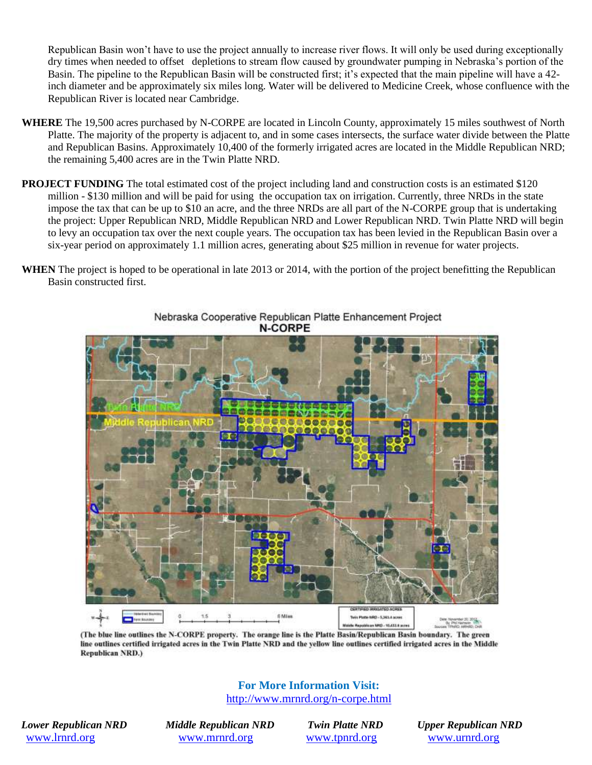Republican Basin won't have to use the project annually to increase river flows. It will only be used during exceptionally dry times when needed to offset depletions to stream flow caused by groundwater pumping in Nebraska's portion of the Basin. The pipeline to the Republican Basin will be constructed first; it's expected that the main pipeline will have a 42-inch diameter and be approximately six miles long. Water will be delivered to Medicine Creek, whose confluence with the Republican River is located near Cambridge.

**WHERE** The 19,500 acres purchased by N-CORPE are located in Lincoln County, approximately 15 miles southwest of North Platte. The majority of the property is adjacent to, and in some cases intersects, the surface water divide between the Platte and Republican Basins. Approximately 10,400 of the formerly irrigated acres are located in the Middle Republican NRD; the remaining 5,400 acres are in the Twin Platte NRD.

**PROJECT FUNDING** The total estimated cost of the project including land and construction costs is an estimated $120 million - $130 million and will be paid for using the occupation tax on irrigation. Currently, three NRDs in the state impose the tax that can be up to $10 an acre, and the three NRDs are all part of the N-CORPE group that is undertaking the project: Upper Republican NRD, Middle Republican NRD and Lower Republican NRD. Twin Platte NRD will begin to levy an occupation tax over the next couple years. The occupation tax has been levied in the Republican Basin over a six-year period on approximately 1.1 million acres, generating about $25 million in revenue for water projects.

**WHEN** The project is hoped to be operational in late 2013 or 2014, with the portion of the project benefitting the Republican Basin constructed first.

Nebraska Cooperative Republican Platte Enhancement Project
**N-CORPE**

Twin Platte NRD
Middle Republican NRD

0 1.5 3 6 Miles

CERTIFIED IRRIGATED ACRES
Twin Platte NRD - 5,363.4 acres
Middle Republican NRD - 10,433.6 acres

(The blue line outlines the N-CORPE property. The orange line is the Platte Basin/Republican Basin boundary. The green line outlines certified irrigated acres in the Twin Platte NRD and the yellow line outlines certified irrigated acres in the Middle Republican NRD.)

**For More Information Visit:**
http://www.mrnrd.org/n-corpe.html

***Lower Republican NRD*** www.lrnrd.org

***Middle Republican NRD*** www.mrnrd.org

***Twin Platte NRD*** www.tpnrd.org

***Upper Republican NRD*** www.urnrd.org